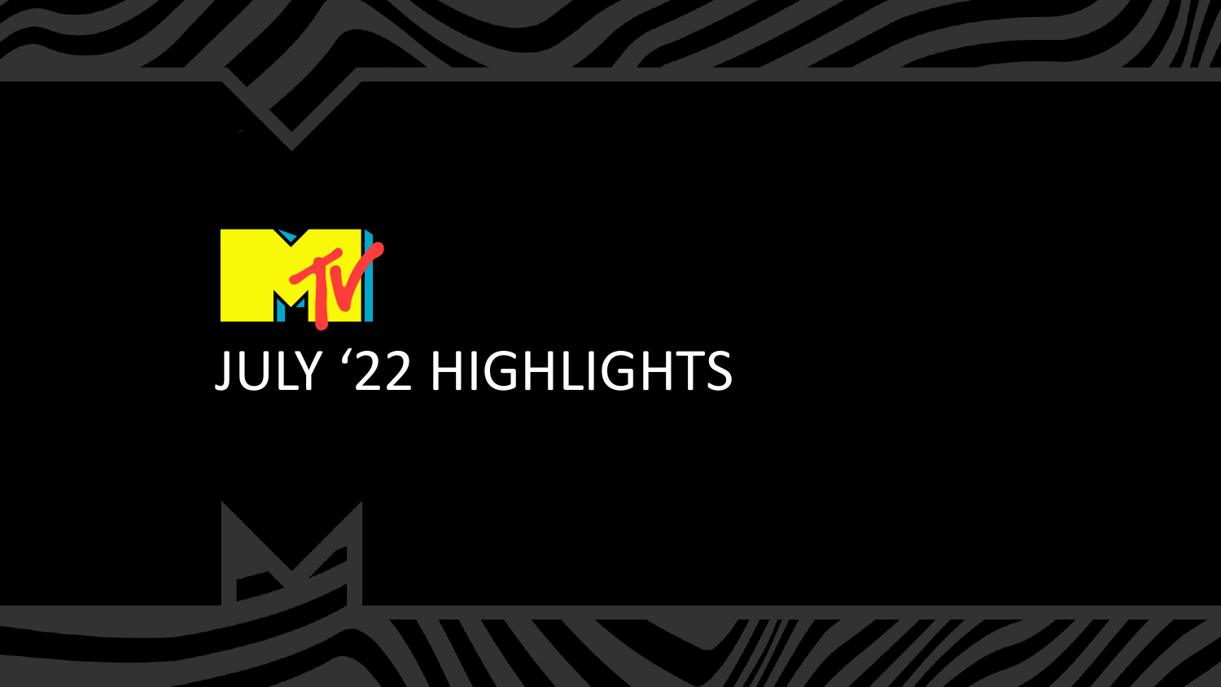# JULY ‘22 HIGHLIGHTS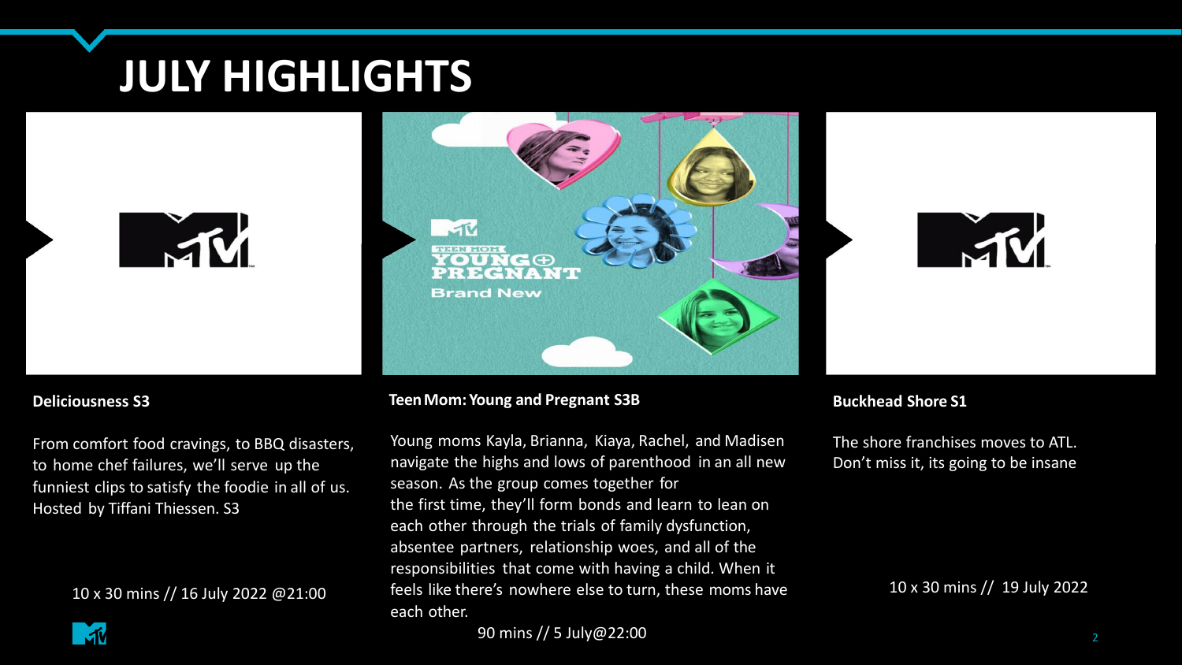# JULY HIGHLIGHTS

**Deliciousness S3**

From comfort food cravings, to BBQ disasters, to home chef failures, we'll serve up the funniest clips to satisfy the foodie in all of us. Hosted by Tiffani Thiessen. S3

10 x 30 mins // 16 July 2022 @21:00

**Teen Mom: Young and Pregnant S3B**

Young moms Kayla, Brianna, Kiaya, Rachel, and Madisen navigate the highs and lows of parenthood in an all new season. As the group comes together for the first time, they'll form bonds and learn to lean on each other through the trials of family dysfunction, absentee partners, relationship woes, and all of the responsibilities that come with having a child. When it feels like there's nowhere else to turn, these moms have each other.

90 mins // 5 July@22:00

**Buckhead Shore S1**

The shore franchises moves to ATL. Don't miss it, its going to be insane

10 x 30 mins // 19 July 2022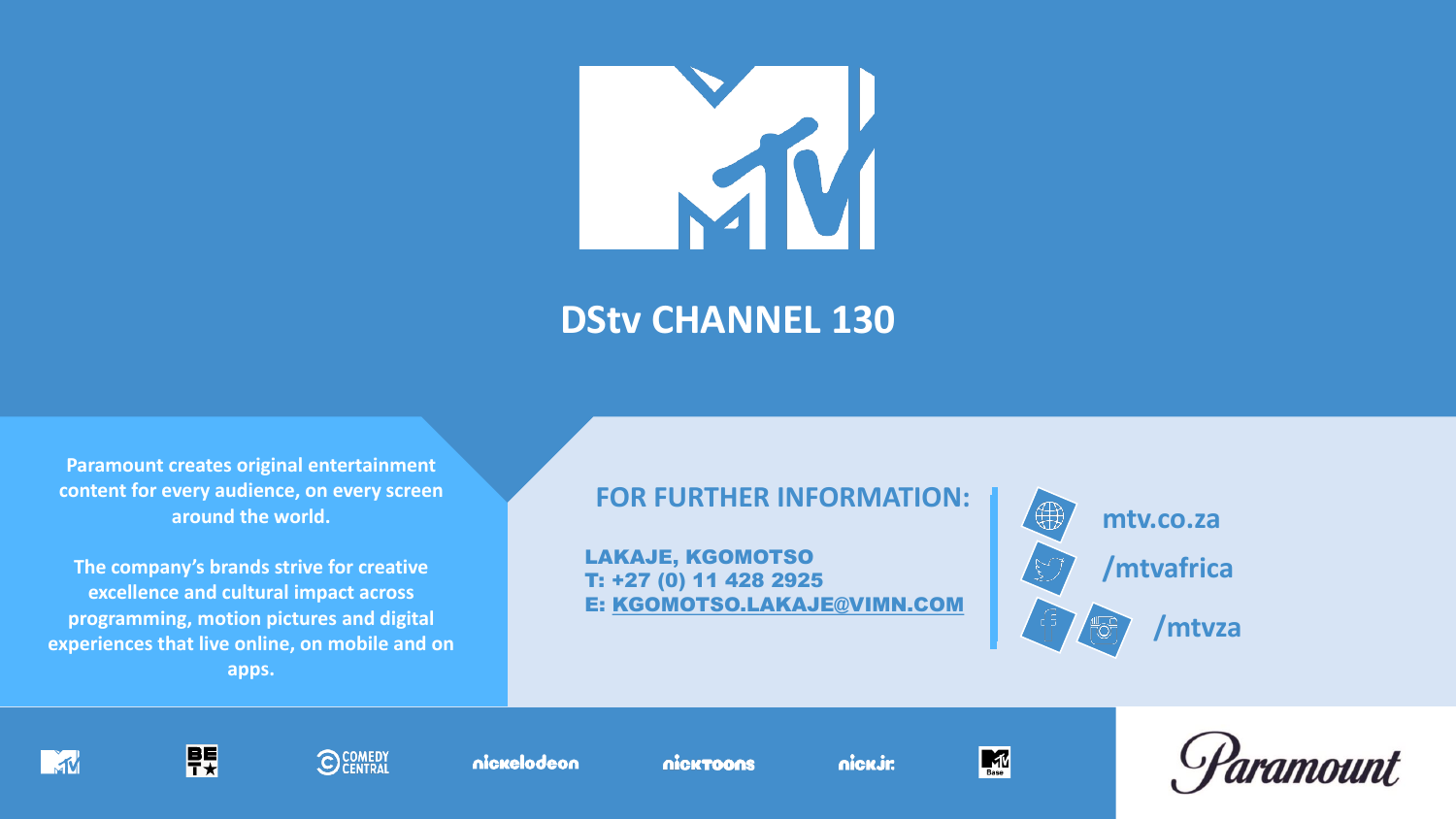# DStv CHANNEL 130

**Paramount creates original entertainment content for every audience, on every screen around the world.**

**The company's brands strive for creative excellence and cultural impact across programming, motion pictures and digital experiences that live online, on mobile and on apps.**

## FOR FURTHER INFORMATION:

**LAKAJE, KGOMOTSO**
**T: +27 (0) 11 428 2925**
**E: KGOMOTSO.LAKAJE@VIMN.COM**

**mtv.co.za**

**/mtvafrica**

**/mtvza**